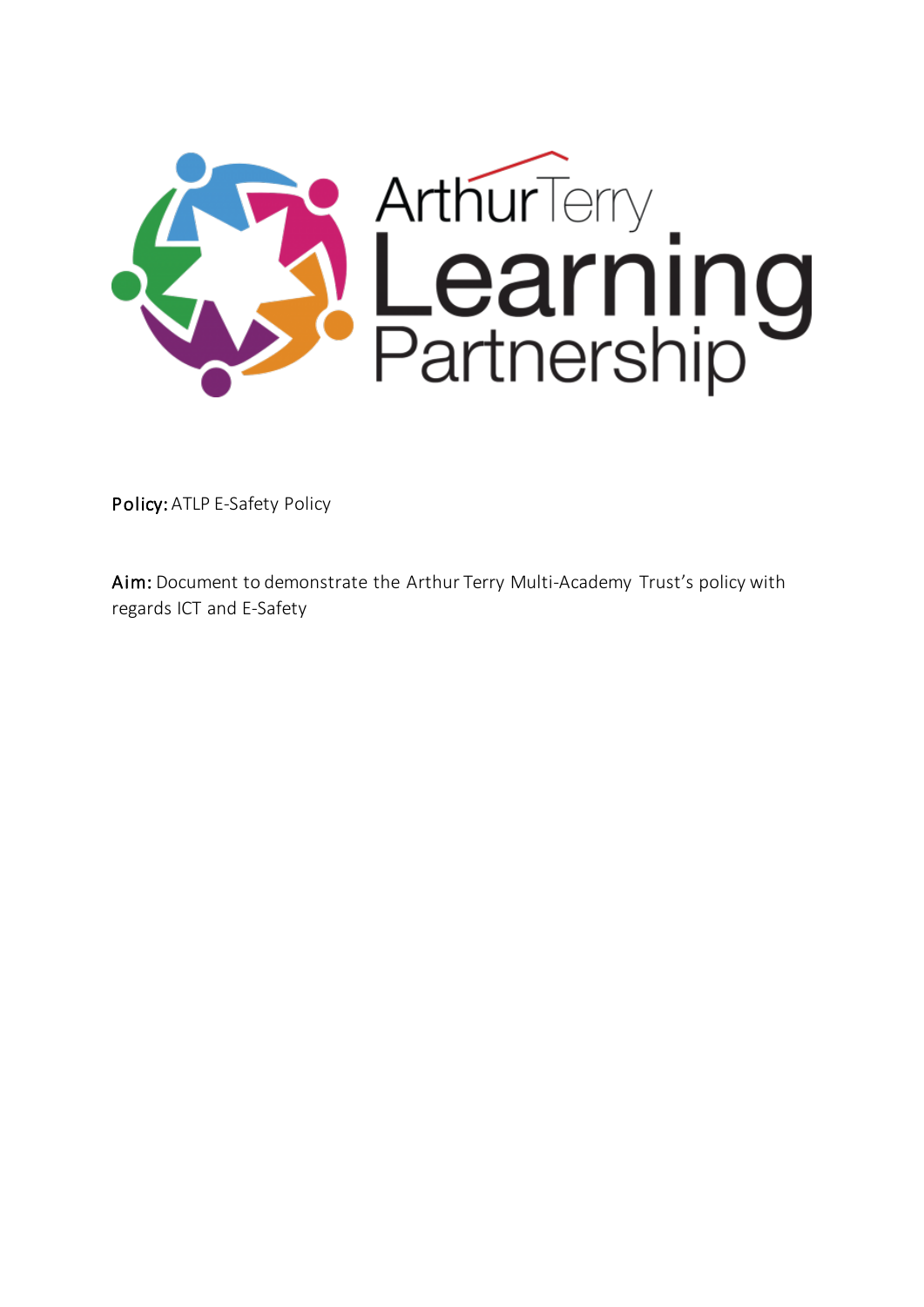**Policy:** ATLP E-Safety Policy

**Aim:** Document to demonstrate the Arthur Terry Multi-Academy Trust's policy with regards ICT and E-Safety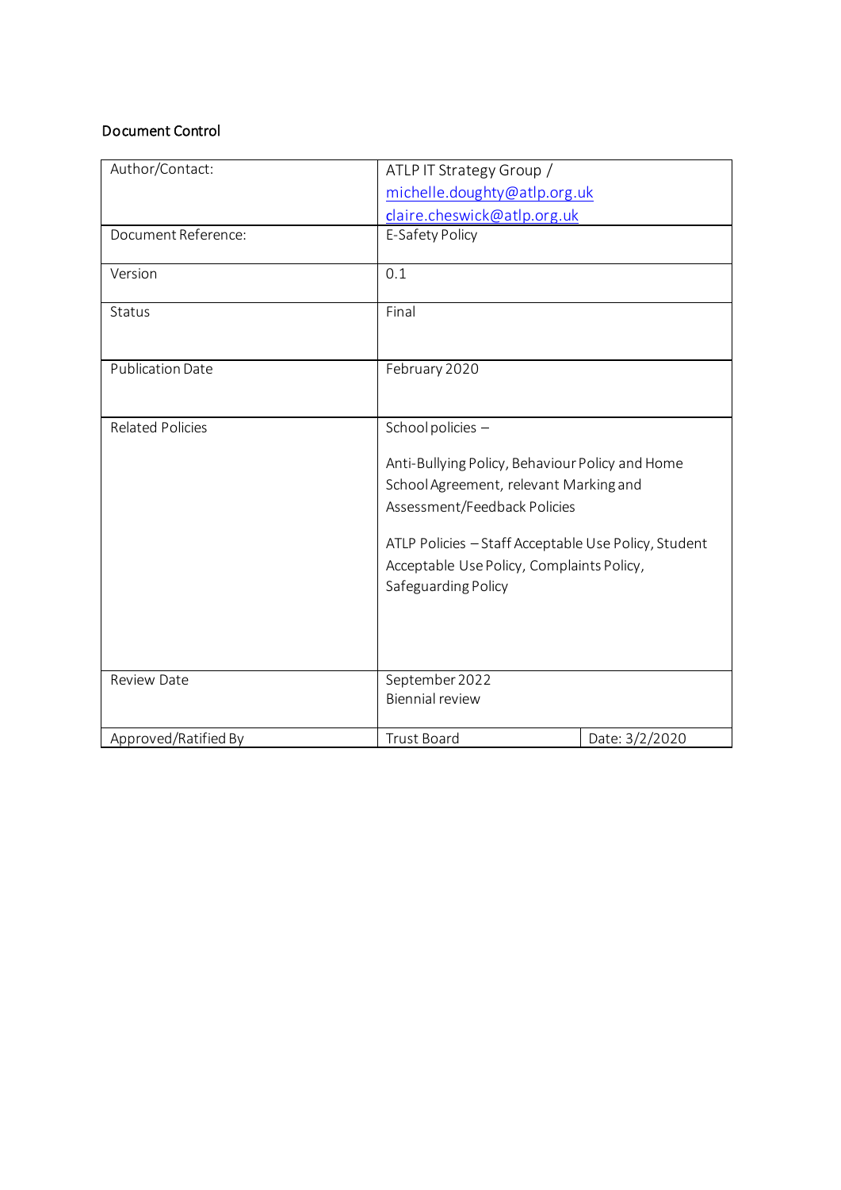## Document Control

| | | |
|---|---|---|
| Author/Contact: | ATLP IT Strategy Group / michelle.doughty@atlp.org.uk claire.cheswick@atlp.org.uk | |
| Document Reference: | E-Safety Policy | |
| Version | 0.1 | |
| Status | Final | |
| Publication Date | February 2020 | |
| Related Policies | School policies – Anti-Bullying Policy, Behaviour Policy and Home School Agreement, relevant Marking and Assessment/Feedback Policies ATLP Policies – Staff Acceptable Use Policy, Student Acceptable Use Policy, Complaints Policy, Safeguarding Policy | |
| Review Date | September 2022 Biennial review | |
| Approved/Ratified By | Trust Board | Date: 3/2/2020 |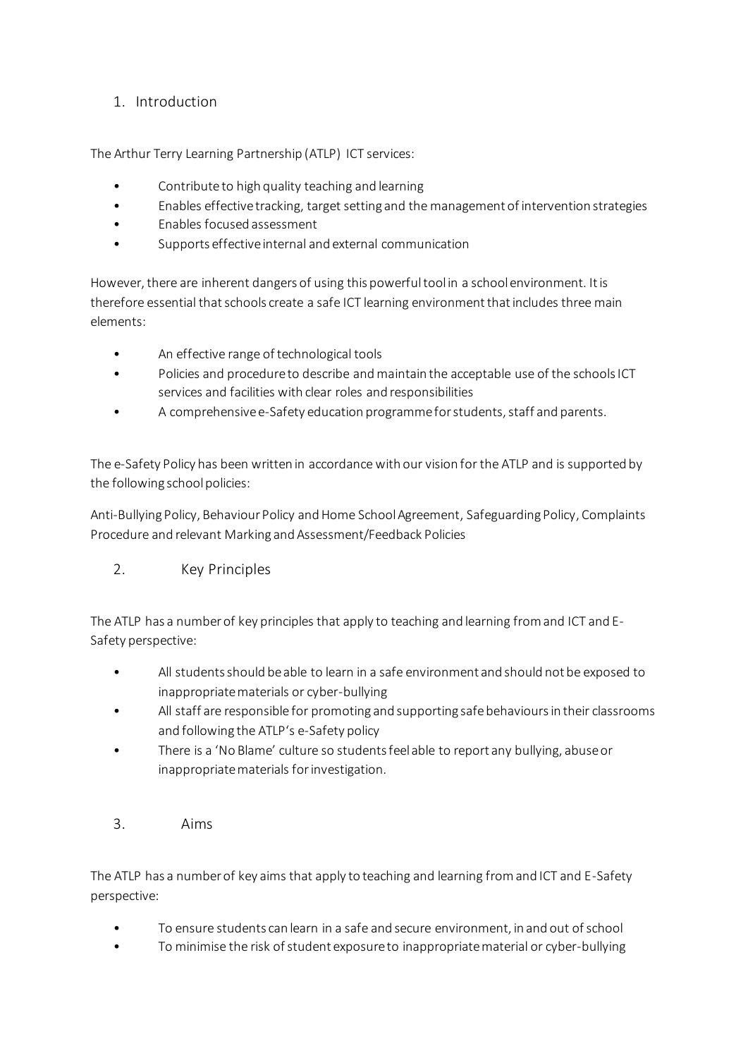## 1. Introduction

The Arthur Terry Learning Partnership (ATLP) ICT services:

- Contribute to high quality teaching and learning
- Enables effective tracking, target setting and the management of intervention strategies
- Enables focused assessment
- Supports effective internal and external communication

However, there are inherent dangers of using this powerful tool in a school environment. It is therefore essential that schools create a safe ICT learning environment that includes three main elements:

- An effective range of technological tools
- Policies and procedure to describe and maintain the acceptable use of the schools ICT services and facilities with clear roles and responsibilities
- A comprehensive e-Safety education programme for students, staff and parents.

The e-Safety Policy has been written in accordance with our vision for the ATLP and is supported by the following school policies:

Anti-Bullying Policy, Behaviour Policy and Home School Agreement, Safeguarding Policy, Complaints Procedure and relevant Marking and Assessment/Feedback Policies

## 2. Key Principles

The ATLP has a number of key principles that apply to teaching and learning from and ICT and E-Safety perspective:

- All students should be able to learn in a safe environment and should not be exposed to inappropriate materials or cyber-bullying
- All staff are responsible for promoting and supporting safe behaviours in their classrooms and following the ATLP's e-Safety policy
- There is a 'No Blame' culture so students feel able to report any bullying, abuse or inappropriate materials for investigation.

## 3. Aims

The ATLP has a number of key aims that apply to teaching and learning from and ICT and E-Safety perspective:

- To ensure students can learn in a safe and secure environment, in and out of school
- To minimise the risk of student exposure to inappropriate material or cyber-bullying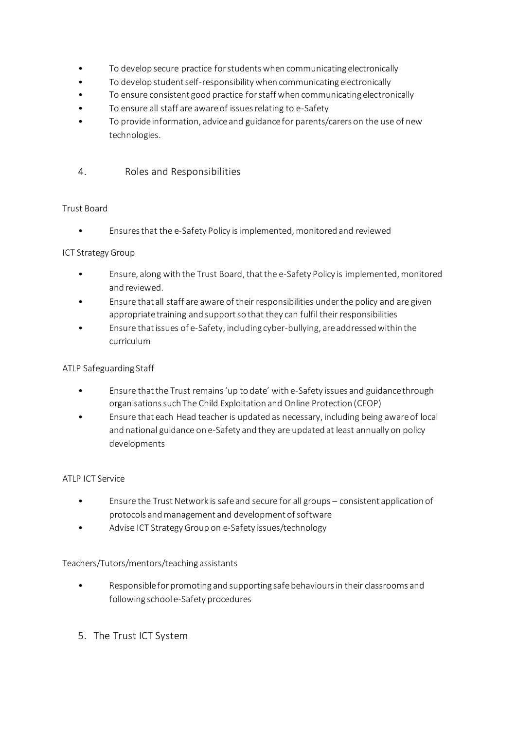- To develop secure practice for students when communicating electronically
- To develop student self-responsibility when communicating electronically
- To ensure consistent good practice for staff when communicating electronically
- To ensure all staff are aware of issues relating to e-Safety
- To provide information, advice and guidance for parents/carers on the use of new technologies.

## 4. Roles and Responsibilities

Trust Board

- Ensures that the e-Safety Policy is implemented, monitored and reviewed

ICT Strategy Group

- Ensure, along with the Trust Board, that the e-Safety Policy is implemented, monitored and reviewed.
- Ensure that all staff are aware of their responsibilities under the policy and are given appropriate training and support so that they can fulfil their responsibilities
- Ensure that issues of e-Safety, including cyber-bullying, are addressed within the curriculum

ATLP Safeguarding Staff

- Ensure that the Trust remains 'up to date' with e-Safety issues and guidance through organisations such The Child Exploitation and Online Protection (CEOP)
- Ensure that each Head teacher is updated as necessary, including being aware of local and national guidance on e-Safety and they are updated at least annually on policy developments

ATLP ICT Service

- Ensure the Trust Network is safe and secure for all groups – consistent application of protocols and management and development of software
- Advise ICT Strategy Group on e-Safety issues/technology

Teachers/Tutors/mentors/teaching assistants

- Responsible for promoting and supporting safe behaviours in their classrooms and following school e-Safety procedures

## 5. The Trust ICT System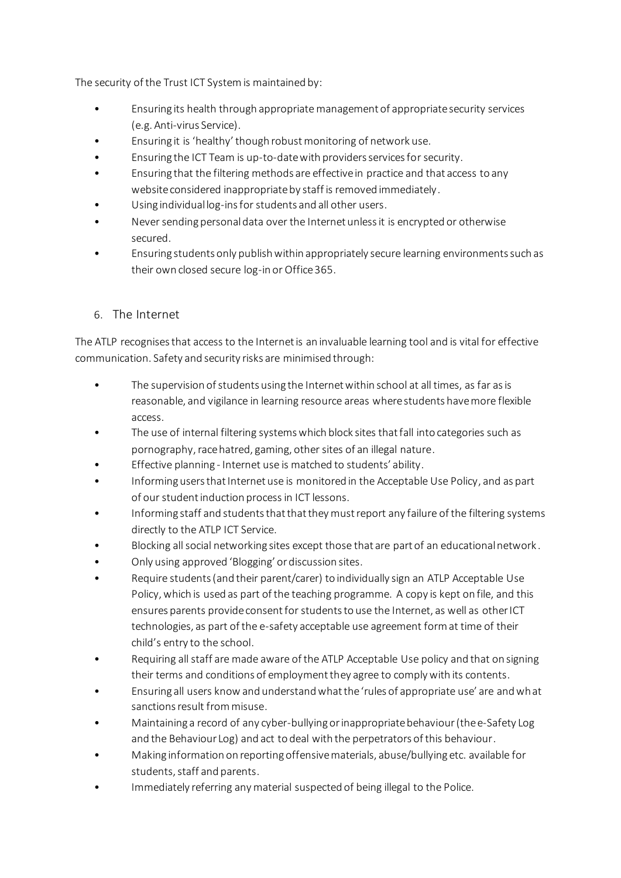The security of the Trust ICT System is maintained by:

- Ensuring its health through appropriate management of appropriate security services (e.g. Anti-virus Service).
- Ensuring it is 'healthy' though robust monitoring of network use.
- Ensuring the ICT Team is up-to-date with providers services for security.
- Ensuring that the filtering methods are effective in practice and that access to any website considered inappropriate by staff is removed immediately.
- Using individual log-ins for students and all other users.
- Never sending personal data over the Internet unless it is encrypted or otherwise secured.
- Ensuring students only publish within appropriately secure learning environments such as their own closed secure log-in or Office 365.

## 6. The Internet

The ATLP recognises that access to the Internet is an invaluable learning tool and is vital for effective communication. Safety and security risks are minimised through:

- The supervision of students using the Internet within school at all times, as far as is reasonable, and vigilance in learning resource areas where students have more flexible access.
- The use of internal filtering systems which block sites that fall into categories such as pornography, race hatred, gaming, other sites of an illegal nature.
- Effective planning - Internet use is matched to students' ability.
- Informing users that Internet use is monitored in the Acceptable Use Policy, and as part of our student induction process in ICT lessons.
- Informing staff and students that that they must report any failure of the filtering systems directly to the ATLP ICT Service.
- Blocking all social networking sites except those that are part of an educational network.
- Only using approved 'Blogging' or discussion sites.
- Require students (and their parent/carer) to individually sign an ATLP Acceptable Use Policy, which is used as part of the teaching programme. A copy is kept on file, and this ensures parents provide consent for students to use the Internet, as well as other ICT technologies, as part of the e-safety acceptable use agreement form at time of their child's entry to the school.
- Requiring all staff are made aware of the ATLP Acceptable Use policy and that on signing their terms and conditions of employment they agree to comply with its contents.
- Ensuring all users know and understand what the 'rules of appropriate use' are and what sanctions result from misuse.
- Maintaining a record of any cyber-bullying or inappropriate behaviour (the e-Safety Log and the Behaviour Log) and act to deal with the perpetrators of this behaviour.
- Making information on reporting offensive materials, abuse/bullying etc. available for students, staff and parents.
- Immediately referring any material suspected of being illegal to the Police.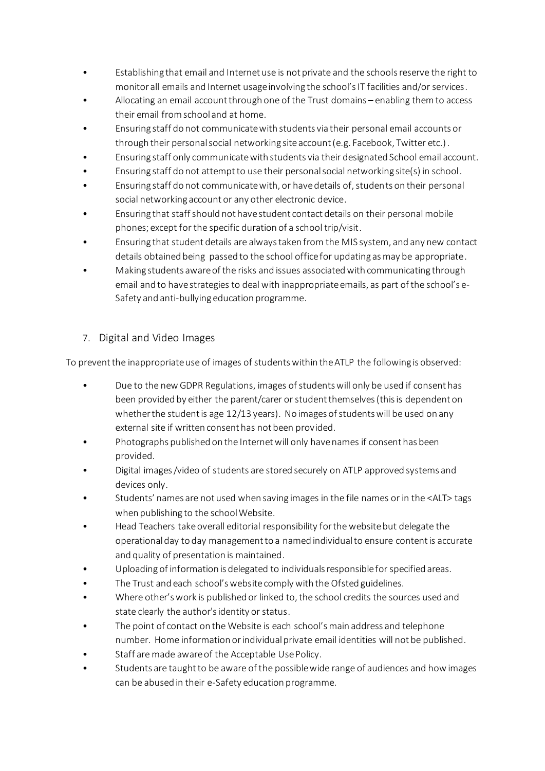- Establishing that email and Internet use is not private and the schools reserve the right to monitor all emails and Internet usage involving the school's IT facilities and/or services.
- Allocating an email account through one of the Trust domains – enabling them to access their email from school and at home.
- Ensuring staff do not communicate with students via their personal email accounts or through their personal social networking site account (e.g. Facebook, Twitter etc.).
- Ensuring staff only communicate with students via their designated School email account.
- Ensuring staff do not attempt to use their personal social networking site(s) in school.
- Ensuring staff do not communicate with, or have details of, students on their personal social networking account or any other electronic device.
- Ensuring that staff should not have student contact details on their personal mobile phones; except for the specific duration of a school trip/visit.
- Ensuring that student details are always taken from the MIS system, and any new contact details obtained being passed to the school office for updating as may be appropriate.
- Making students aware of the risks and issues associated with communicating through email and to have strategies to deal with inappropriate emails, as part of the school's e-Safety and anti-bullying education programme.

## 7. Digital and Video Images

To prevent the inappropriate use of images of students within the ATLP the following is observed:

- Due to the new GDPR Regulations, images of students will only be used if consent has been provided by either the parent/carer or student themselves (this is dependent on whether the student is age 12/13 years). No images of students will be used on any external site if written consent has not been provided.
- Photographs published on the Internet will only have names if consent has been provided.
- Digital images/video of students are stored securely on ATLP approved systems and devices only.
- Students' names are not used when saving images in the file names or in the <ALT> tags when publishing to the school Website.
- Head Teachers take overall editorial responsibility for the website but delegate the operational day to day management to a named individual to ensure content is accurate and quality of presentation is maintained.
- Uploading of information is delegated to individuals responsible for specified areas.
- The Trust and each school's website comply with the Ofsted guidelines.
- Where other's work is published or linked to, the school credits the sources used and state clearly the author's identity or status.
- The point of contact on the Website is each school's main address and telephone number. Home information or individual private email identities will not be published.
- Staff are made aware of the Acceptable Use Policy.
- Students are taught to be aware of the possible wide range of audiences and how images can be abused in their e-Safety education programme.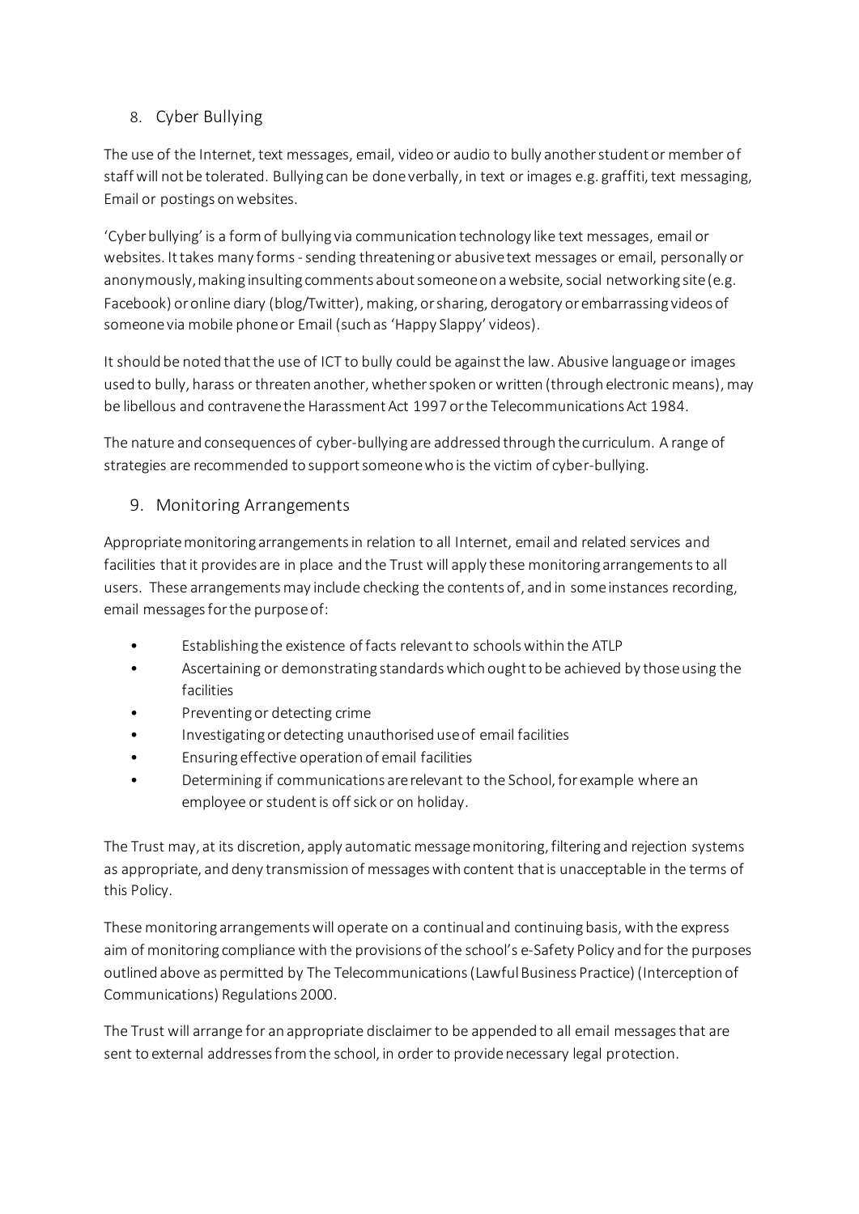## 8. Cyber Bullying

The use of the Internet, text messages, email, video or audio to bully another student or member of staff will not be tolerated. Bullying can be done verbally, in text or images e.g. graffiti, text messaging, Email or postings on websites.

'Cyber bullying' is a form of bullying via communication technology like text messages, email or websites. It takes many forms - sending threatening or abusive text messages or email, personally or anonymously, making insulting comments about someone on a website, social networking site (e.g. Facebook) or online diary (blog/Twitter), making, or sharing, derogatory or embarrassing videos of someone via mobile phone or Email (such as 'Happy Slappy' videos).

It should be noted that the use of ICT to bully could be against the law. Abusive language or images used to bully, harass or threaten another, whether spoken or written (through electronic means), may be libellous and contravene the Harassment Act 1997 or the Telecommunications Act 1984.

The nature and consequences of cyber-bullying are addressed through the curriculum. A range of strategies are recommended to support someone who is the victim of cyber-bullying.

## 9. Monitoring Arrangements

Appropriate monitoring arrangements in relation to all Internet, email and related services and facilities that it provides are in place and the Trust will apply these monitoring arrangements to all users. These arrangements may include checking the contents of, and in some instances recording, email messages for the purpose of:

- Establishing the existence of facts relevant to schools within the ATLP
- Ascertaining or demonstrating standards which ought to be achieved by those using the facilities
- Preventing or detecting crime
- Investigating or detecting unauthorised use of email facilities
- Ensuring effective operation of email facilities
- Determining if communications are relevant to the School, for example where an employee or student is off sick or on holiday.

The Trust may, at its discretion, apply automatic message monitoring, filtering and rejection systems as appropriate, and deny transmission of messages with content that is unacceptable in the terms of this Policy.

These monitoring arrangements will operate on a continual and continuing basis, with the express aim of monitoring compliance with the provisions of the school's e-Safety Policy and for the purposes outlined above as permitted by The Telecommunications (Lawful Business Practice) (Interception of Communications) Regulations 2000.

The Trust will arrange for an appropriate disclaimer to be appended to all email messages that are sent to external addresses from the school, in order to provide necessary legal protection.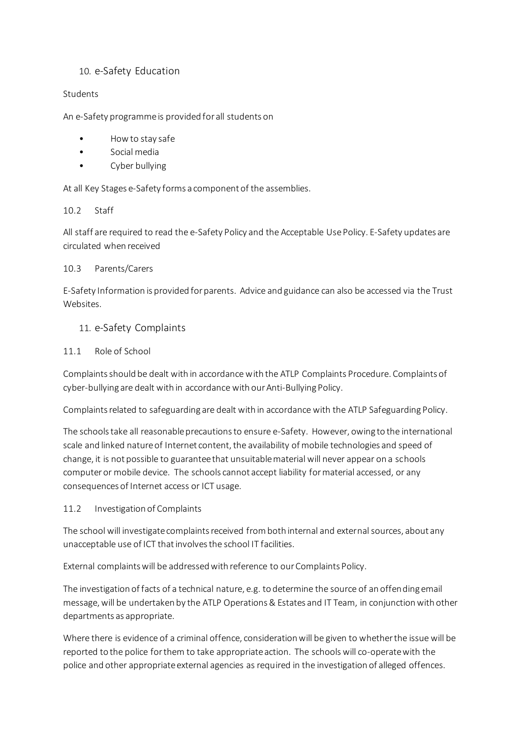## 10. e-Safety Education

Students

An e-Safety programme is provided for all students on

- How to stay safe
- Social media
- Cyber bullying

At all Key Stages e-Safety forms a component of the assemblies.

### 10.2 Staff

All staff are required to read the e-Safety Policy and the Acceptable Use Policy. E-Safety updates are circulated when received

### 10.3 Parents/Carers

E-Safety Information is provided for parents. Advice and guidance can also be accessed via the Trust Websites.

## 11. e-Safety Complaints

### 11.1 Role of School

Complaints should be dealt with in accordance with the ATLP Complaints Procedure. Complaints of cyber-bullying are dealt with in accordance with our Anti-Bullying Policy.

Complaints related to safeguarding are dealt with in accordance with the ATLP Safeguarding Policy.

The schools take all reasonable precautions to ensure e-Safety. However, owing to the international scale and linked nature of Internet content, the availability of mobile technologies and speed of change, it is not possible to guarantee that unsuitable material will never appear on a schools computer or mobile device. The schools cannot accept liability for material accessed, or any consequences of Internet access or ICT usage.

### 11.2 Investigation of Complaints

The school will investigate complaints received from both internal and external sources, about any unacceptable use of ICT that involves the school IT facilities.

External complaints will be addressed with reference to our Complaints Policy.

The investigation of facts of a technical nature, e.g. to determine the source of an offending email message, will be undertaken by the ATLP Operations & Estates and IT Team, in conjunction with other departments as appropriate.

Where there is evidence of a criminal offence, consideration will be given to whether the issue will be reported to the police for them to take appropriate action. The schools will co-operate with the police and other appropriate external agencies as required in the investigation of alleged offences.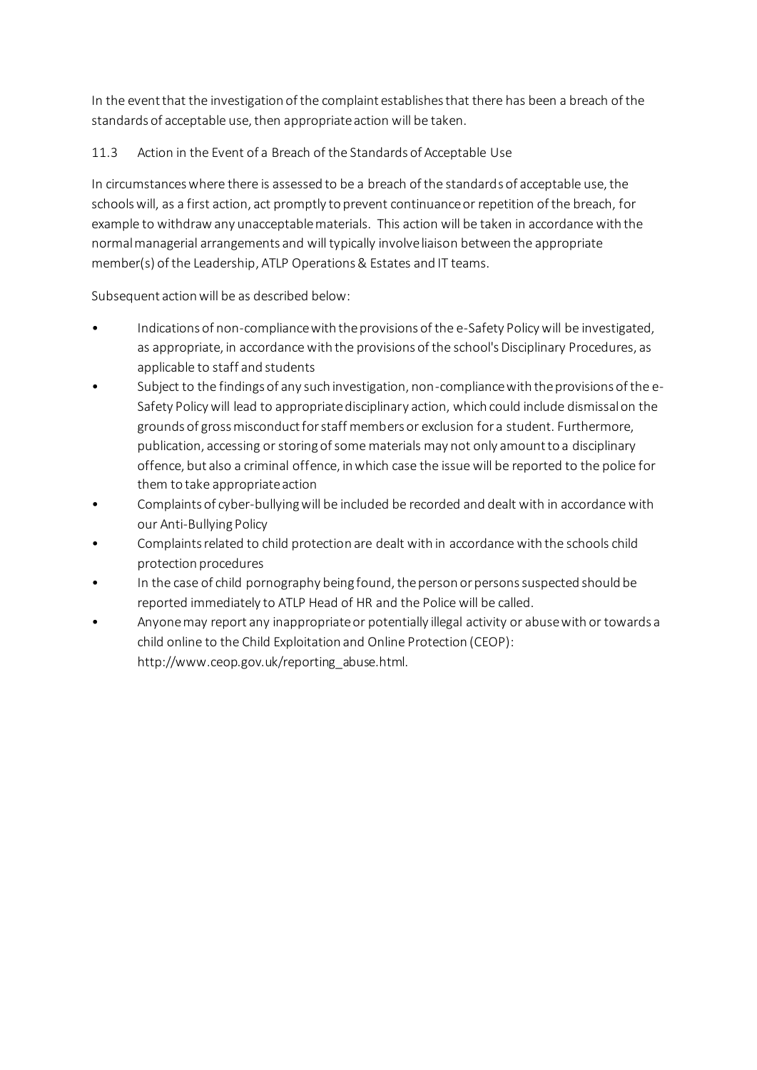In the event that the investigation of the complaint establishes that there has been a breach of the standards of acceptable use, then appropriate action will be taken.

### 11.3 Action in the Event of a Breach of the Standards of Acceptable Use

In circumstances where there is assessed to be a breach of the standards of acceptable use, the schools will, as a first action, act promptly to prevent continuance or repetition of the breach, for example to withdraw any unacceptable materials. This action will be taken in accordance with the normal managerial arrangements and will typically involve liaison between the appropriate member(s) of the Leadership, ATLP Operations & Estates and IT teams.

Subsequent action will be as described below:

- Indications of non-compliance with the provisions of the e-Safety Policy will be investigated, as appropriate, in accordance with the provisions of the school's Disciplinary Procedures, as applicable to staff and students
- Subject to the findings of any such investigation, non-compliance with the provisions of the e-Safety Policy will lead to appropriate disciplinary action, which could include dismissal on the grounds of gross misconduct for staff members or exclusion for a student. Furthermore, publication, accessing or storing of some materials may not only amount to a disciplinary offence, but also a criminal offence, in which case the issue will be reported to the police for them to take appropriate action
- Complaints of cyber-bullying will be included be recorded and dealt with in accordance with our Anti-Bullying Policy
- Complaints related to child protection are dealt with in accordance with the schools child protection procedures
- In the case of child pornography being found, the person or persons suspected should be reported immediately to ATLP Head of HR and the Police will be called.
- Anyone may report any inappropriate or potentially illegal activity or abuse with or towards a child online to the Child Exploitation and Online Protection (CEOP): http://www.ceop.gov.uk/reporting_abuse.html.